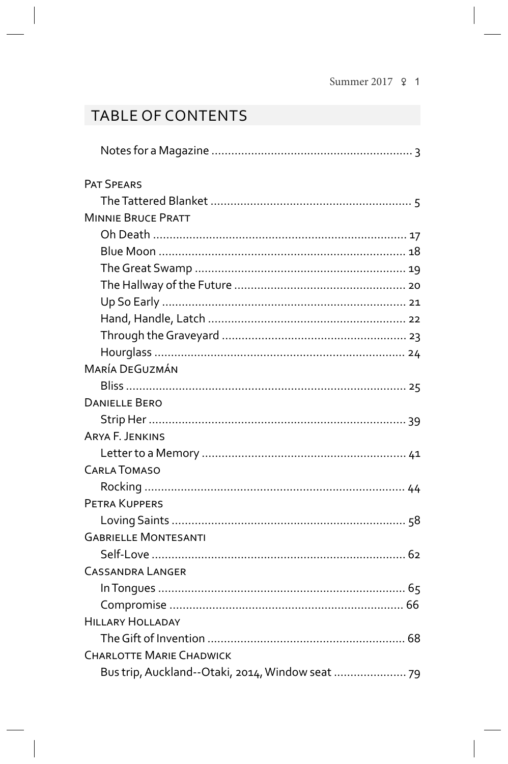## TABLE OF CONTENTS

Notes for a Magazine ............................................................ 3

PAT SPEARS

The Tattered Blanket ............................................................ 5

MINNIE BRUCE PRATT

Oh Death ............................................................ 17

Blue Moon ............................................................ 18

The Great Swamp ............................................................ 19

The Hallway of the Future ............................................................ 20

Up So Early ............................................................ 21

Hand, Handle, Latch ............................................................ 22

Through the Graveyard ............................................................ 23

Hourglass ............................................................ 24

MARÍA DEGUZMÁN

Bliss ............................................................ 25

DANIELLE BERO

Strip Her ............................................................ 39

ARYA F. JENKINS

Letter to a Memory ............................................................ 41

CARLA TOMASO

Rocking ............................................................ 44

PETRA KUPPERS

Loving Saints ............................................................ 58

GABRIELLE MONTESANTI

Self-Love ............................................................ 62

CASSANDRA LANGER

In Tongues ............................................................ 65

Compromise ............................................................ 66

HILLARY HOLLADAY

The Gift of Invention ............................................................ 68

CHARLOTTE MARIE CHADWICK

Bus trip, Auckland--Otaki, 2014, Window seat ...................... 79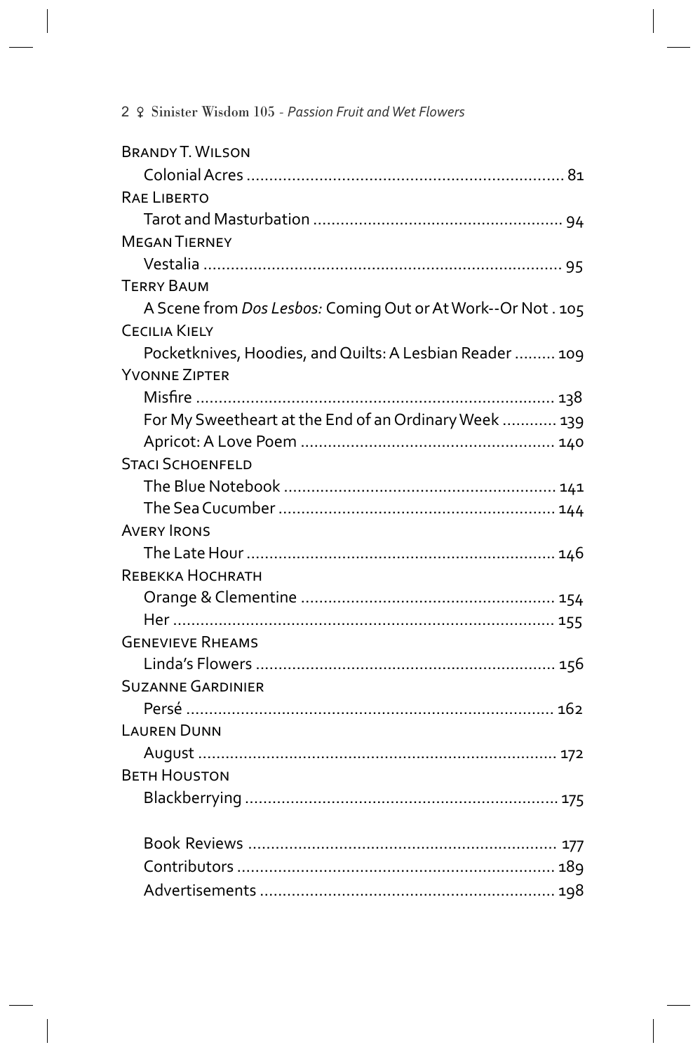Brandy T. Wilson

Colonial Acres ..................................................................... 81

Rae Liberto

Tarot and Masturbation ...................................................... 94

Megan Tierney

Vestalia ............................................................................... 95

Terry Baum

A Scene from *Dos Lesbos:* Coming Out or At Work--Or Not . 105

Cecilia Kiely

Pocketknives, Hoodies, and Quilts: A Lesbian Reader ......... 109

Yvonne Zipter

Misfire ............................................................................... 138

For My Sweetheart at the End of an Ordinary Week ............ 139

Apricot: A Love Poem ....................................................... 140

Staci Schoenfeld

The Blue Notebook ........................................................... 141

The Sea Cucumber ............................................................ 144

Avery Irons

The Late Hour ................................................................... 146

Rebekka Hochrath

Orange & Clementine ....................................................... 154

Her ................................................................................... 155

Genevieve Rheams

Linda's Flowers ................................................................. 156

Suzanne Gardinier

Persé ................................................................................ 162

Lauren Dunn

August .............................................................................. 172

Beth Houston

Blackberrying .................................................................... 175

Book Reviews ................................................................... 177

Contributors ..................................................................... 189

Advertisements ................................................................ 198